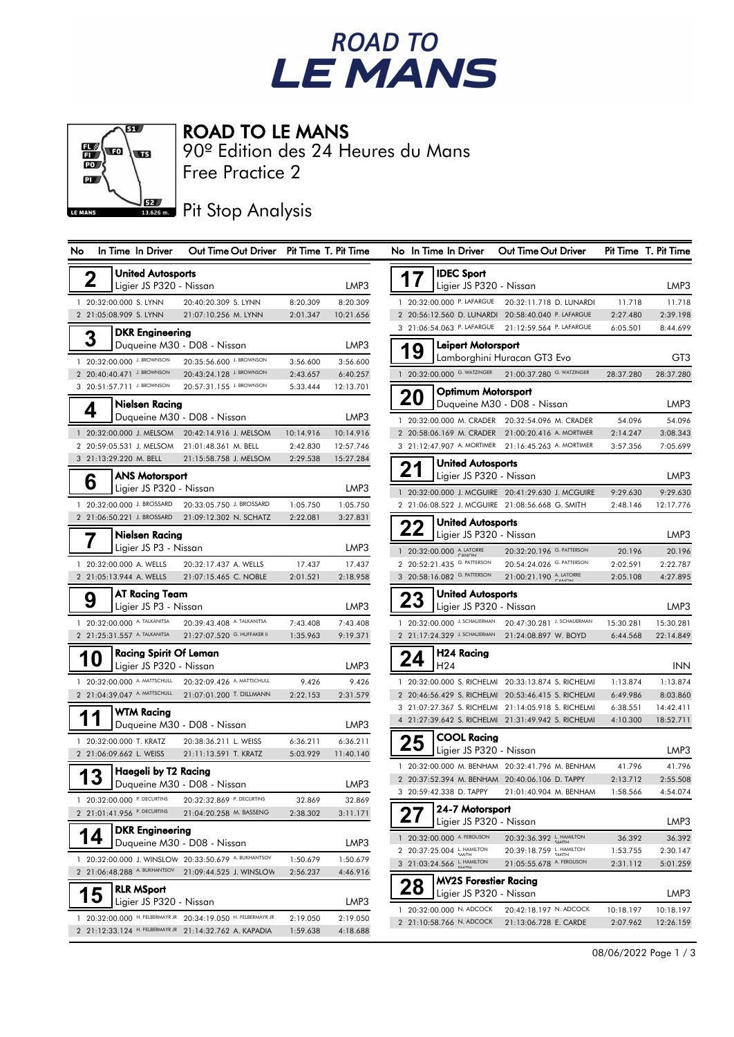# ROAD TO LE MANS

90º Edition des 24 Heures du Mans

Free Practice 2

Pit Stop Analysis

| No | In Time | In Driver | Out Time | Out Driver | Pit Time | T. Pit Time |
|---|---|---|---|---|---|---|
| **2** | **United Autosports** Ligier JS P320 - Nissan | | | | | LMP3 |
| 1 | 20:32:00.000 | S. LYNN | 20:40:20.309 | S. LYNN | 8:20.309 | 8:20.309 |
| 2 | 21:05:08.909 | S. LYNN | 21:07:10.256 | M. LYNN | 2:01.347 | 10:21.656 |
| **3** | **DKR Engineering** Duqueine M30 - D08 - Nissan | | | | | LMP3 |
| 1 | 20:32:00.000 | J. BROWNSON | 20:35:56.600 | J. BROWNSON | 3:56.600 | 3:56.600 |
| 2 | 20:40:40.471 | J. BROWNSON | 20:43:24.128 | J. BROWNSON | 2:43.657 | 6:40.257 |
| 3 | 20:51:57.711 | J. BROWNSON | 20:57:31.155 | J. BROWNSON | 5:33.444 | 12:13.701 |
| **4** | **Nielsen Racing** Duqueine M30 - D08 - Nissan | | | | | LMP3 |
| 1 | 20:32:00.000 | J. MELSOM | 20:42:14.916 | J. MELSOM | 10:14.916 | 10:14.916 |
| 2 | 20:59:05.531 | J. MELSOM | 21:01:48.361 | M. BELL | 2:42.830 | 12:57.746 |
| 3 | 21:13:29.220 | M. BELL | 21:15:58.758 | J. MELSOM | 2:29.538 | 15:27.284 |
| **6** | **ANS Motorsport** Ligier JS P320 - Nissan | | | | | LMP3 |
| 1 | 20:32:00.000 | J. BROSSARD | 20:33:05.750 | J. BROSSARD | 1:05.750 | 1:05.750 |
| 2 | 21:06:50.221 | J. BROSSARD | 21:09:12.302 | N. SCHATZ | 2:22.081 | 3:27.831 |
| **7** | **Nielsen Racing** Ligier JS P3 - Nissan | | | | | LMP3 |
| 1 | 20:32:00.000 | A. WELLS | 20:32:17.437 | A. WELLS | 17.437 | 17.437 |
| 2 | 21:05:13.944 | A. WELLS | 21:07:15.465 | C. NOBLE | 2:01.521 | 2:18.958 |
| **9** | **AT Racing Team** Ligier JS P3 - Nissan | | | | | LMP3 |
| 1 | 20:32:00.000 | A. TALKANITSA | 20:39:43.408 | A. TALKANITSA | 7:43.408 | 7:43.408 |
| 2 | 21:25:31.557 | A. TALKANITSA | 21:27:07.520 | G. HUFFAKER II | 1:35.963 | 9:19.371 |
| **10** | **Racing Spirit Of Leman** Ligier JS P320 - Nissan | | | | | LMP3 |
| 1 | 20:32:00.000 | A. MATTSCHULL | 20:32:09.426 | A. MATTSCHULL | 9.426 | 9.426 |
| 2 | 21:04:39.047 | A. MATTSCHULL | 21:07:01.200 | T. DILLMANN | 2:22.153 | 2:31.579 |
| **11** | **WTM Racing** Duqueine M30 - D08 - Nissan | | | | | LMP3 |
| 1 | 20:32:00.000 | T. KRATZ | 20:38:36.211 | L. WEISS | 6:36.211 | 6:36.211 |
| 2 | 21:06:09.662 | L. WEISS | 21:11:13.591 | T. KRATZ | 5:03.929 | 11:40.140 |
| **13** | **Haegeli by T2 Racing** Duqueine M30 - D08 - Nissan | | | | | LMP3 |
| 1 | 20:32:00.000 | P. DECURTINS | 20:32:32.869 | P. DECURTINS | 32.869 | 32.869 |
| 2 | 21:01:41.956 | P. DECURTINS | 21:04:20.258 | M. BASSENG | 2:38.302 | 3:11.171 |
| **14** | **DKR Engineering** Duqueine M30 - D08 - Nissan | | | | | LMP3 |
| 1 | 20:32:00.000 | J. WINSLOW | 20:33:50.679 | A. BUKHANTSOV | 1:50.679 | 1:50.679 |
| 2 | 21:06:48.288 | A. BUKHANTSOV | 21:09:44.525 | J. WINSLOW | 2:56.237 | 4:46.916 |
| **15** | **RLR MSport** Ligier JS P320 - Nissan | | | | | LMP3 |
| 1 | 20:32:00.000 | H. FELBERMAYR JR | 20:34:19.050 | H. FELBERMAYR JR | 2:19.050 | 2:19.050 |
| 2 | 21:12:33.124 | H. FELBERMAYR JR | 21:14:32.762 | A. KAPADIA | 1:59.638 | 4:18.688 |
| **17** | **IDEC Sport** Ligier JS P320 - Nissan | | | | | LMP3 |
| 1 | 20:32:00.000 | P. LAFARGUE | 20:32:11.718 | D. LUNARDI | 11.718 | 11.718 |
| 2 | 20:56:12.560 | D. LUNARDI | 20:58:40.040 | P. LAFARGUE | 2:27.480 | 2:39.198 |
| 3 | 21:06:54.063 | P. LAFARGUE | 21:12:59.564 | P. LAFARGUE | 6:05.501 | 8:44.699 |
| **19** | **Leipert Motorsport** Lamborghini Huracan GT3 Evo | | | | | GT3 |
| 1 | 20:32:00.000 | G. WATZINGER | 21:00:37.280 | G. WATZINGER | 28:37.280 | 28:37.280 |
| **20** | **Optimum Motorsport** Duqueine M30 - D08 - Nissan | | | | | LMP3 |
| 1 | 20:32:00.000 | M. CRADER | 20:32:54.096 | M. CRADER | 54.096 | 54.096 |
| 2 | 20:58:06.169 | M. CRADER | 21:00:20.416 | A. MORTIMER | 2:14.247 | 3:08.343 |
| 3 | 21:12:47.907 | A. MORTIMER | 21:16:45.263 | A. MORTIMER | 3:57.356 | 7:05.699 |
| **21** | **United Autosports** Ligier JS P320 - Nissan | | | | | LMP3 |
| 1 | 20:32:00.000 | J. MCGUIRE | 20:41:29.630 | J. MCGUIRE | 9:29.630 | 9:29.630 |
| 2 | 21:06:08.522 | J. MCGUIRE | 21:08:56.668 | G. SMITH | 2:48.146 | 12:17.776 |
| **22** | **United Autosports** Ligier JS P320 - Nissan | | | | | LMP3 |
| 1 | 20:32:00.000 | A. LATORRE CANON | 20:32:20.196 | G. PATTERSON | 20.196 | 20.196 |
| 2 | 20:52:21.435 | G. PATTERSON | 20:54:24.026 | G. PATTERSON | 2:02.591 | 2:22.787 |
| 3 | 20:58:16.082 | G. PATTERSON | 21:00:21.190 | A. LATORRE CANON | 2:05.108 | 4:27.895 |
| **23** | **United Autosports** Ligier JS P320 - Nissan | | | | | LMP3 |
| 1 | 20:32:00.000 | J. SCHAUERMAN | 20:47:30.281 | J. SCHAUERMAN | 15:30.281 | 15:30.281 |
| 2 | 21:17:24.329 | J. SCHAUERMAN | 21:24:08.897 | W. BOYD | 6:44.568 | 22:14.849 |
| **24** | **H24 Racing** H24 | | | | | INN |
| 1 | 20:32:00.000 | S. RICHELMI | 20:33:13.874 | S. RICHELMI | 1:13.874 | 1:13.874 |
| 2 | 20:46:56.429 | S. RICHELMI | 20:53:46.415 | S. RICHELMI | 6:49.986 | 8:03.860 |
| 3 | 21:07:27.367 | S. RICHELMI | 21:14:05.918 | S. RICHELMI | 6:38.551 | 14:42.411 |
| 4 | 21:27:39.642 | S. RICHELMI | 21:31:49.942 | S. RICHELMI | 4:10.300 | 18:52.711 |
| **25** | **COOL Racing** Ligier JS P320 - Nissan | | | | | LMP3 |
| 1 | 20:32:00.000 | M. BENHAM | 20:32:41.796 | M. BENHAM | 41.796 | 41.796 |
| 2 | 20:37:52.394 | M. BENHAM | 20:40:06.106 | D. TAPPY | 2:13.712 | 2:55.508 |
| 3 | 20:59:42.338 | D. TAPPY | 21:01:40.904 | M. BENHAM | 1:58.566 | 4:54.074 |
| **27** | **24-7 Motorsport** Ligier JS P320 - Nissan | | | | | LMP3 |
| 1 | 20:32:00.000 | A. FERGUSON | 20:32:36.392 | L. HAMILTON SMITH | 36.392 | 36.392 |
| 2 | 20:37:25.004 | L. HAMILTON SMITH | 20:39:18.759 | L. HAMILTON SMITH | 1:53.755 | 2:30.147 |
| 3 | 21:03:24.566 | L. HAMILTON SMITH | 21:05:55.678 | A. FERGUSON | 2:31.112 | 5:01.259 |
| **28** | **MV2S Forestier Racing** Ligier JS P320 - Nissan | | | | | LMP3 |
| 1 | 20:32:00.000 | N. ADCOCK | 20:42:18.197 | N. ADCOCK | 10:18.197 | 10:18.197 |
| 2 | 21:10:58.766 | N. ADCOCK | 21:13:06.728 | E. CARDE | 2:07.962 | 12:26.159 |

08/06/2022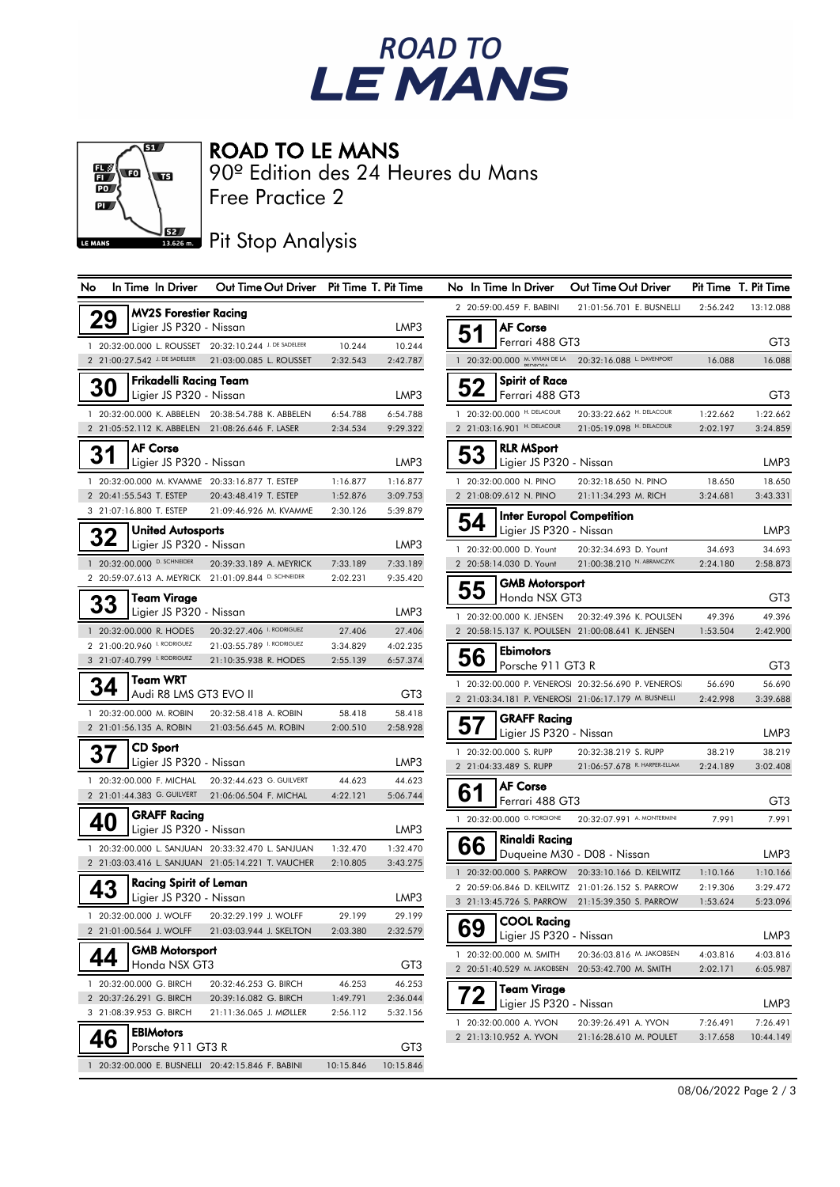# ROAD TO LE MANS

90º Edition des 24 Heures du Mans

Free Practice 2

Pit Stop Analysis

| No | In Time | In Driver | Out Time | Out Driver | Pit Time | T. Pit Time |
|---|---|---|---|---|---|---|
| **29** | **MV2S Forestier Racing** – Ligier JS P320 - Nissan | | | | | LMP3 |
| 1 | 20:32:00.000 | L. ROUSSET | 20:32:10.244 | J. DE SADELEER | 10.244 | 10.244 |
| 2 | 21:00:27.542 | J. DE SADELEER | 21:03:00.085 | L. ROUSSET | 2:32.543 | 2:42.787 |
| **30** | **Frikadelli Racing Team** – Ligier JS P320 - Nissan | | | | | LMP3 |
| 1 | 20:32:00.000 | K. ABBELEN | 20:38:54.788 | K. ABBELEN | 6:54.788 | 6:54.788 |
| 2 | 21:05:52.112 | K. ABBELEN | 21:08:26.646 | F. LASER | 2:34.534 | 9:29.322 |
| **31** | **AF Corse** – Ligier JS P320 - Nissan | | | | | LMP3 |
| 1 | 20:32:00.000 | M. KVAMME | 20:33:16.877 | T. ESTEP | 1:16.877 | 1:16.877 |
| 2 | 20:41:55.543 | T. ESTEP | 20:43:48.419 | T. ESTEP | 1:52.876 | 3:09.753 |
| 3 | 21:07:16.800 | T. ESTEP | 21:09:46.926 | M. KVAMME | 2:30.126 | 5:39.879 |
| **32** | **United Autosports** – Ligier JS P320 - Nissan | | | | | LMP3 |
| 1 | 20:32:00.000 | D. SCHNEIDER | 20:39:33.189 | A. MEYRICK | 7:33.189 | 7:33.189 |
| 2 | 20:59:07.613 | A. MEYRICK | 21:01:09.844 | D. SCHNEIDER | 2:02.231 | 9:35.420 |
| **33** | **Team Virage** – Ligier JS P320 - Nissan | | | | | LMP3 |
| 1 | 20:32:00.000 | R. HODES | 20:32:27.406 | I. RODRIGUEZ | 27.406 | 27.406 |
| 2 | 21:00:20.960 | I. RODRIGUEZ | 21:03:55.789 | I. RODRIGUEZ | 3:34.829 | 4:02.235 |
| 3 | 21:07:40.799 | I. RODRIGUEZ | 21:10:35.938 | R. HODES | 2:55.139 | 6:57.374 |
| **34** | **Team WRT** – Audi R8 LMS GT3 EVO II | | | | | GT3 |
| 1 | 20:32:00.000 | M. ROBIN | 20:32:58.418 | A. ROBIN | 58.418 | 58.418 |
| 2 | 21:01:56.135 | A. ROBIN | 21:03:56.645 | M. ROBIN | 2:00.510 | 2:58.928 |
| **37** | **CD Sport** – Ligier JS P320 - Nissan | | | | | LMP3 |
| 1 | 20:32:00.000 | F. MICHAL | 20:32:44.623 | G. GUILVERT | 44.623 | 44.623 |
| 2 | 21:01:44.383 | G. GUILVERT | 21:06:06.504 | F. MICHAL | 4:22.121 | 5:06.744 |
| **40** | **GRAFF Racing** – Ligier JS P320 - Nissan | | | | | LMP3 |
| 1 | 20:32:00.000 | L. SANJUAN | 20:33:32.470 | L. SANJUAN | 1:32.470 | 1:32.470 |
| 2 | 21:03:03.416 | L. SANJUAN | 21:05:14.221 | T. VAUCHER | 2:10.805 | 3:43.275 |
| **43** | **Racing Spirit of Leman** – Ligier JS P320 - Nissan | | | | | LMP3 |
| 1 | 20:32:00.000 | J. WOLFF | 20:32:29.199 | J. WOLFF | 29.199 | 29.199 |
| 2 | 21:01:00.564 | J. WOLFF | 21:03:03.944 | J. SKELTON | 2:03.380 | 2:32.579 |
| **44** | **GMB Motorsport** – Honda NSX GT3 | | | | | GT3 |
| 1 | 20:32:00.000 | G. BIRCH | 20:32:46.253 | G. BIRCH | 46.253 | 46.253 |
| 2 | 20:37:26.291 | G. BIRCH | 20:39:16.082 | G. BIRCH | 1:49.791 | 2:36.044 |
| 3 | 21:08:39.953 | G. BIRCH | 21:11:36.065 | J. MØLLER | 2:56.112 | 5:32.156 |
| **46** | **EBIMotors** – Porsche 911 GT3 R | | | | | GT3 |
| 1 | 20:32:00.000 | E. BUSNELLI | 20:42:15.846 | F. BABINI | 10:15.846 | 10:15.846 |
| 2 | 20:59:00.459 | F. BABINI | 21:01:56.701 | E. BUSNELLI | 2:56.242 | 13:12.088 |
| **51** | **AF Corse** – Ferrari 488 GT3 | | | | | GT3 |
| 1 | 20:32:00.000 | M. VIVIAN DE LA PEDROSA | 20:32:16.088 | L. DAVENPORT | 16.088 | 16.088 |
| **52** | **Spirit of Race** – Ferrari 488 GT3 | | | | | GT3 |
| 1 | 20:32:00.000 | H. DELACOUR | 20:33:22.662 | H. DELACOUR | 1:22.662 | 1:22.662 |
| 2 | 21:03:16.901 | H. DELACOUR | 21:05:19.098 | H. DELACOUR | 2:02.197 | 3:24.859 |
| **53** | **RLR MSport** – Ligier JS P320 - Nissan | | | | | LMP3 |
| 1 | 20:32:00.000 | N. PINO | 20:32:18.650 | N. PINO | 18.650 | 18.650 |
| 2 | 21:08:09.612 | N. PINO | 21:11:34.293 | M. RICH | 3:24.681 | 3:43.331 |
| **54** | **Inter Europol Competition** – Ligier JS P320 - Nissan | | | | | LMP3 |
| 1 | 20:32:00.000 | D. Yount | 20:32:34.693 | D. Yount | 34.693 | 34.693 |
| 2 | 20:58:14.030 | D. Yount | 21:00:38.210 | N. ABRAMCZYK | 2:24.180 | 2:58.873 |
| **55** | **GMB Motorsport** – Honda NSX GT3 | | | | | GT3 |
| 1 | 20:32:00.000 | K. JENSEN | 20:32:49.396 | K. POULSEN | 49.396 | 49.396 |
| 2 | 20:58:15.137 | K. POULSEN | 21:00:08.641 | K. JENSEN | 1:53.504 | 2:42.900 |
| **56** | **Ebimotors** – Porsche 911 GT3 R | | | | | GT3 |
| 1 | 20:32:00.000 | P. VENEROSI | 20:32:56.690 | P. VENEROSI | 56.690 | 56.690 |
| 2 | 21:03:34.181 | P. VENEROSI | 21:06:17.179 | M. BUSNELLI | 2:42.998 | 3:39.688 |
| **57** | **GRAFF Racing** – Ligier JS P320 - Nissan | | | | | LMP3 |
| 1 | 20:32:00.000 | S. RUPP | 20:32:38.219 | S. RUPP | 38.219 | 38.219 |
| 2 | 21:04:33.489 | S. RUPP | 21:06:57.678 | R. HARPER-ELLAM | 2:24.189 | 3:02.408 |
| **61** | **AF Corse** – Ferrari 488 GT3 | | | | | GT3 |
| 1 | 20:32:00.000 | G. FORGIONE | 20:32:07.991 | A. MONTERMINI | 7.991 | 7.991 |
| **66** | **Rinaldi Racing** – Duqueine M30 - D08 - Nissan | | | | | LMP3 |
| 1 | 20:32:00.000 | S. PARROW | 20:33:10.166 | D. KEILWITZ | 1:10.166 | 1:10.166 |
| 2 | 20:59:06.846 | D. KEILWITZ | 21:01:26.152 | S. PARROW | 2:19.306 | 3:29.472 |
| 3 | 21:13:45.726 | S. PARROW | 21:15:39.350 | S. PARROW | 1:53.624 | 5:23.096 |
| **69** | **COOL Racing** – Ligier JS P320 - Nissan | | | | | LMP3 |
| 1 | 20:32:00.000 | M. SMITH | 20:36:03.816 | M. JAKOBSEN | 4:03.816 | 4:03.816 |
| 2 | 20:51:40.529 | M. JAKOBSEN | 20:53:42.700 | M. SMITH | 2:02.171 | 6:05.987 |
| **72** | **Team Virage** – Ligier JS P320 - Nissan | | | | | LMP3 |
| 1 | 20:32:00.000 | A. YVON | 20:39:26.491 | A. YVON | 7:26.491 | 7:26.491 |
| 2 | 21:13:10.952 | A. YVON | 21:16:28.610 | M. POULET | 3:17.658 | 10:44.149 |

08/06/2022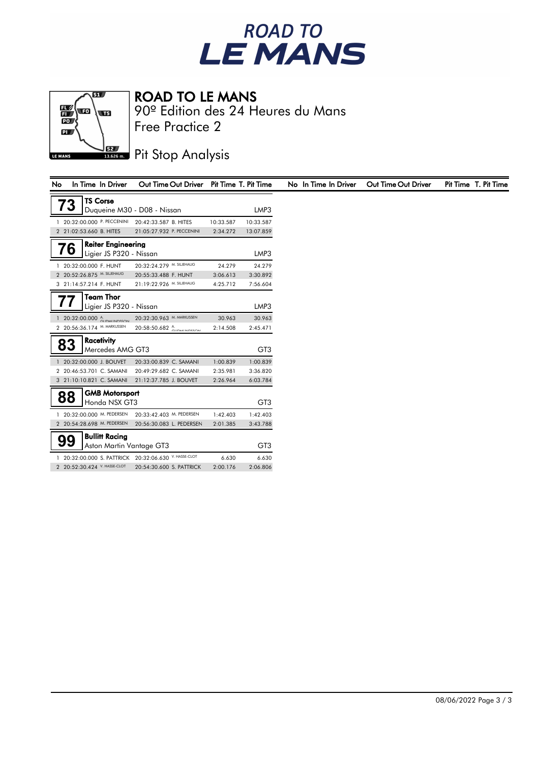# ROAD TO LE MANS

## ROAD TO LE MANS

90º Edition des 24 Heures du Mans

Free Practice 2

Pit Stop Analysis

| No | In Time | In Driver | Out Time | Out Driver | Pit Time | T. Pit Time |
|---|---|---|---|---|---|---|
| **73** | **TS Corse** | Duqueine M30 - D08 - Nissan | | | | LMP3 |
| 1 | 20:32:00.000 | P. PECCENINI | 20:42:33.587 | B. HITES | 10:33.587 | 10:33.587 |
| 2 | 21:02:53.660 | B. HITES | 21:05:27.932 | P. PECCENINI | 2:34.272 | 13:07.859 |
| **76** | **Reiter Engineering** | Ligier JS P320 - Nissan | | | | LMP3 |
| 1 | 20:32:00.000 | F. HUNT | 20:32:24.279 | M. SILJEHAUG | 24.279 | 24.279 |
| 2 | 20:52:26.875 | M. SILJEHAUG | 20:55:33.488 | F. HUNT | 3:06.613 | 3:30.892 |
| 3 | 21:14:57.214 | F. HUNT | 21:19:22.926 | M. SILJEHAUG | 4:25.712 | 7:56.604 |
| **77** | **Team Thor** | Ligier JS P320 - Nissan | | | | LMP3 |
| 1 | 20:32:00.000 | A. GUDMUNDSSON | 20:32:30.963 | M. MARKUSSEN | 30.963 | 30.963 |
| 2 | 20:56:36.174 | M. MARKUSSEN | 20:58:50.682 | A. GUDMUNDSSON | 2:14.508 | 2:45.471 |
| **83** | **Racetivity** | Mercedes AMG GT3 | | | | GT3 |
| 1 | 20:32:00.000 | J. BOUVET | 20:33:00.839 | C. SAMANI | 1:00.839 | 1:00.839 |
| 2 | 20:46:53.701 | C. SAMANI | 20:49:29.682 | C. SAMANI | 2:35.981 | 3:36.820 |
| 3 | 21:10:10.821 | C. SAMANI | 21:12:37.785 | J. BOUVET | 2:26.964 | 6:03.784 |
| **88** | **GMB Motorsport** | Honda NSX GT3 | | | | GT3 |
| 1 | 20:32:00.000 | M. PEDERSEN | 20:33:42.403 | M. PEDERSEN | 1:42.403 | 1:42.403 |
| 2 | 20:54:28.698 | M. PEDERSEN | 20:56:30.083 | L. PEDERSEN | 2:01.385 | 3:43.788 |
| **99** | **Bullitt Racing** | Aston Martin Vantage GT3 | | | | GT3 |
| 1 | 20:32:00.000 | S. PATTRICK | 20:32:06.630 | V. HASSE-CLOT | 6.630 | 6.630 |
| 2 | 20:52:30.424 | V. HASSE-CLOT | 20:54:30.600 | S. PATTRICK | 2:00.176 | 2:06.806 |

08/06/2022